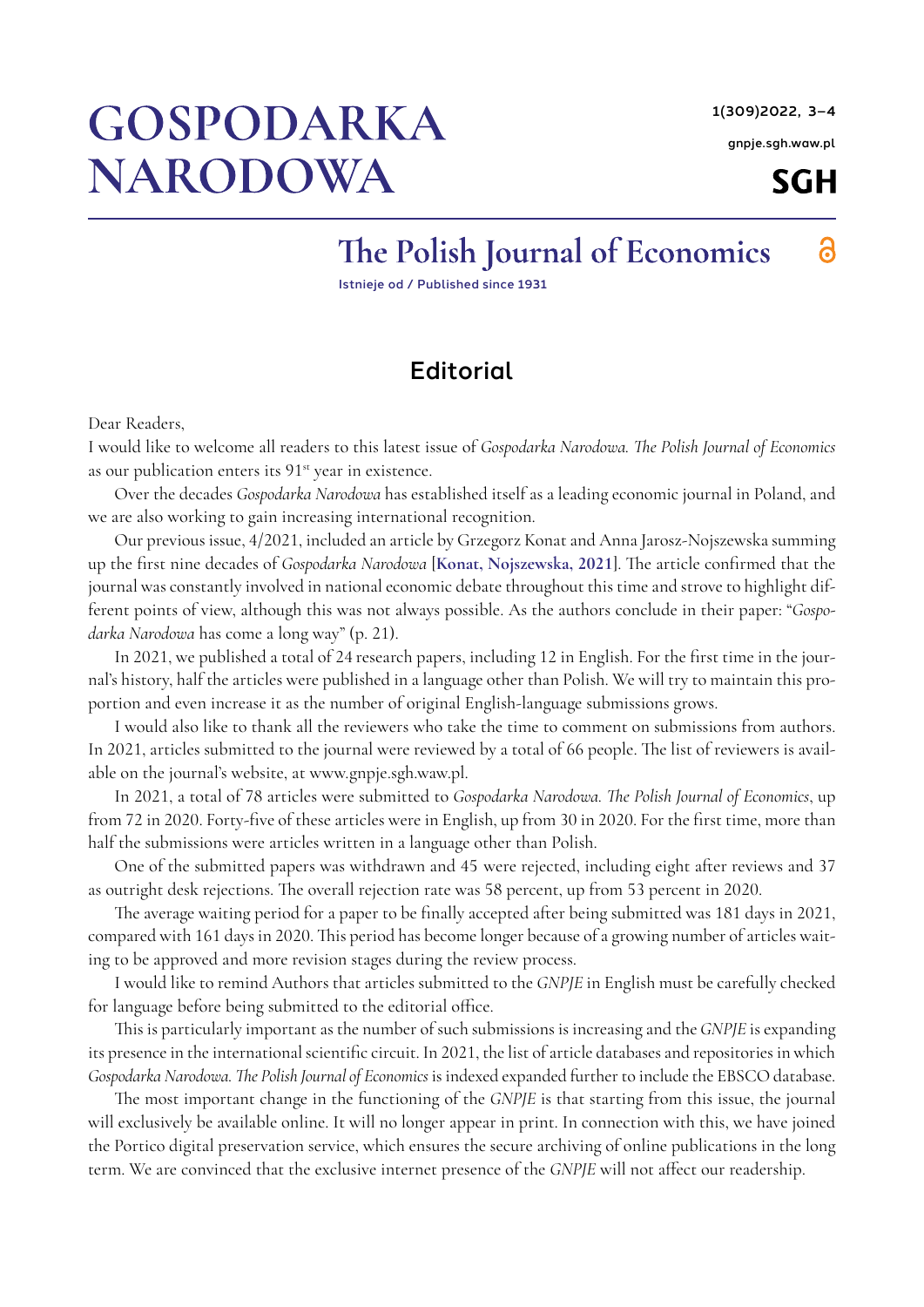# GOSPODARKA NARODOWA

## The Polish Journal of Economics

Istnieje od / Published since 1931

## Editorial

Dear Readers,

I would like to welcome all readers to this latest issue of *Gospodarka Narodowa. The Polish Journal of Economics* as our publication enters its 91st year in existence.

Over the decades *Gospodarka Narodowa* has established itself as a leading economic journal in Poland, and we are also working to gain increasing international recognition.

Our previous issue, 4/2021, included an article by Grzegorz Konat and Anna Jarosz-Nojszewska summing up the first nine decades of *Gospodarka Narodowa* [**Konat, Nojszewska, 2021**]. The article confirmed that the journal was constantly involved in national economic debate throughout this time and strove to highlight different points of view, although this was not always possible. As the authors conclude in their paper: "*Gospodarka Narodowa* has come a long way" (p. 21).

In 2021, we published a total of 24 research papers, including 12 in English. For the first time in the journal's history, half the articles were published in a language other than Polish. We will try to maintain this proportion and even increase it as the number of original English-language submissions grows.

I would also like to thank all the reviewers who take the time to comment on submissions from authors. In 2021, articles submitted to the journal were reviewed by a total of 66 people. The list of reviewers is available on the journal's website, at www.gnpje.sgh.waw.pl.

In 2021, a total of 78 articles were submitted to *Gospodarka Narodowa. The Polish Journal of Economics*, up from 72 in 2020. Forty-five of these articles were in English, up from 30 in 2020. For the first time, more than half the submissions were articles written in a language other than Polish.

One of the submitted papers was withdrawn and 45 were rejected, including eight after reviews and 37 as outright desk rejections. The overall rejection rate was 58 percent, up from 53 percent in 2020.

The average waiting period for a paper to be finally accepted after being submitted was 181 days in 2021, compared with 161 days in 2020. This period has become longer because of a growing number of articles waiting to be approved and more revision stages during the review process.

I would like to remind Authors that articles submitted to the *GNPJE* in English must be carefully checked for language before being submitted to the editorial office.

This is particularly important as the number of such submissions is increasing and the *GNPJE* is expanding its presence in the international scientific circuit. In 2021, the list of article databases and repositories in which *Gospodarka Narodowa. The Polish Journal of Economics* is indexed expanded further to include the EBSCO database.

The most important change in the functioning of the *GNPJE* is that starting from this issue, the journal will exclusively be available online. It will no longer appear in print. In connection with this, we have joined the Portico digital preservation service, which ensures the secure archiving of online publications in the long term. We are convinced that the exclusive internet presence of the *GNPJE* will not affect our readership.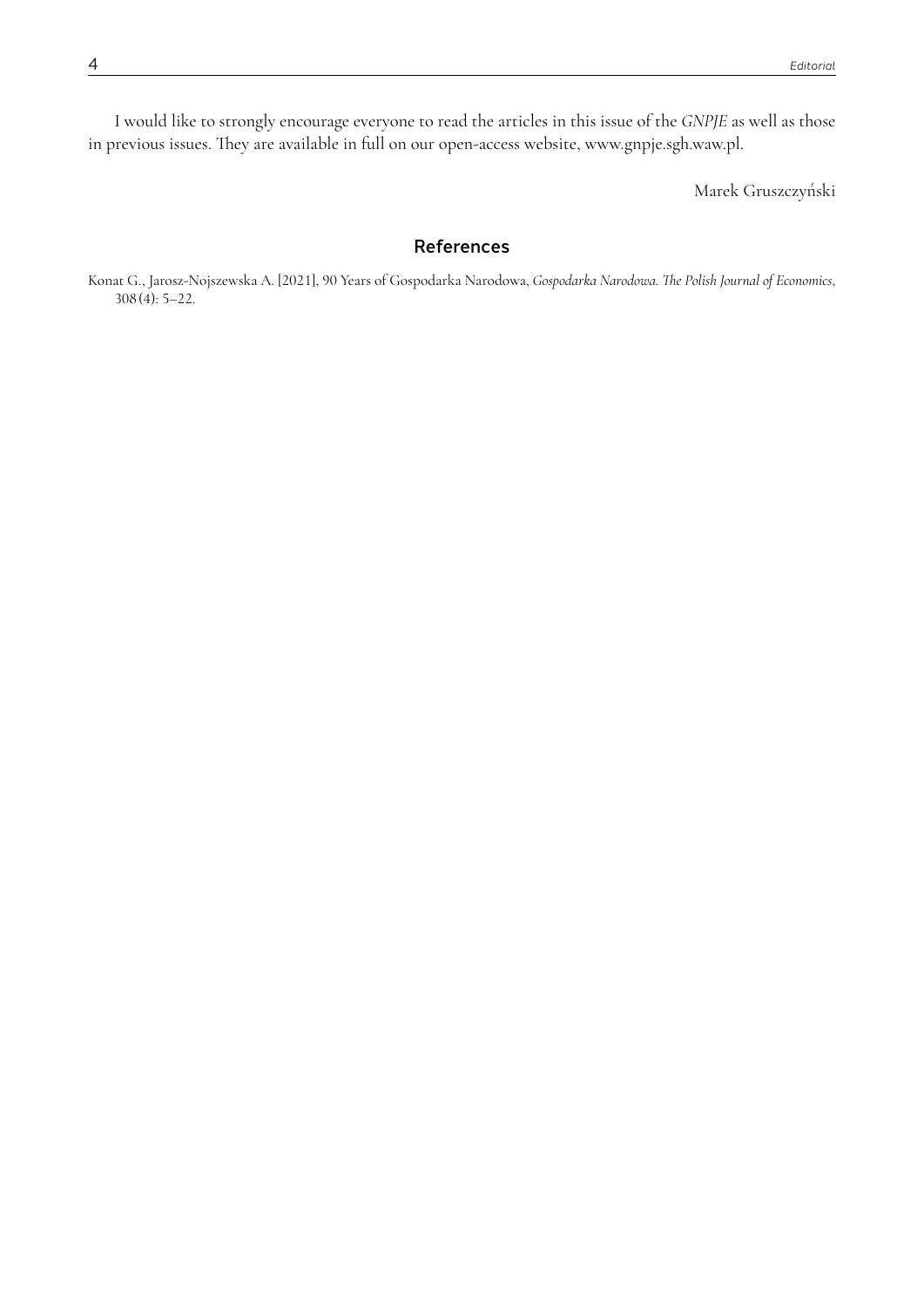I would like to strongly encourage everyone to read the articles in this issue of the *GNPJE* as well as those in previous issues. They are available in full on our open-access website, www.gnpje.sgh.waw.pl.

Marek Gruszczyński

## References

Konat G., Jarosz-Nojszewska A. [2021], 90 Years of Gospodarka Narodowa, *Gospodarka Narodowa. The Polish Journal of Economics*, 308(4): 5–22.